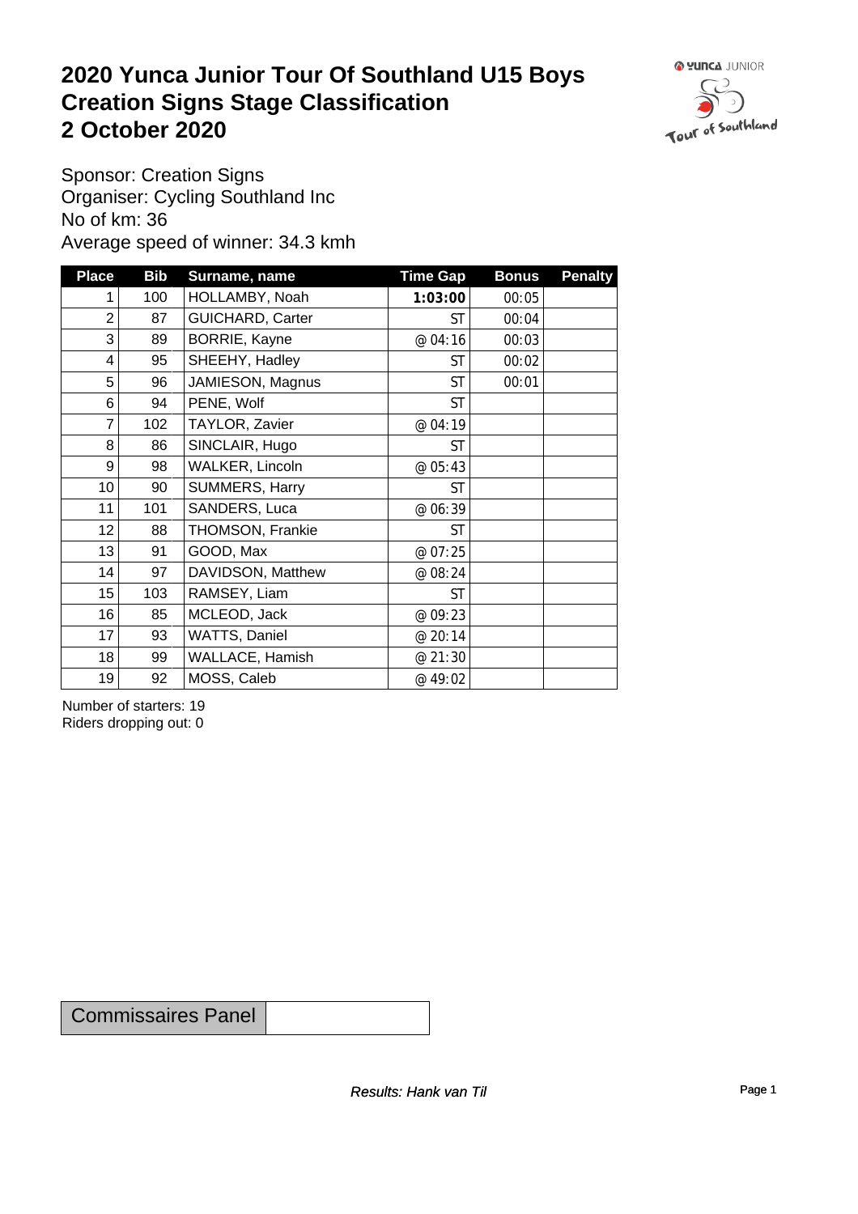# 2020 Yunca Junior Tour Of Southland U15 Boys
# Creation Signs Stage Classification
# 2 October 2020

Sponsor: Creation Signs
Organiser: Cycling Southland Inc
No of km: 36
Average speed of winner: 34.3 kmh

| Place | Bib | Surname, name | Time Gap | Bonus | Penalty |
|---|---|---|---|---|---|
| 1 | 100 | HOLLAMBY, Noah | **1:03:00** | 00:05 | |
| 2 | 87 | GUICHARD, Carter | ST | 00:04 | |
| 3 | 89 | BORRIE, Kayne | @ 04:16 | 00:03 | |
| 4 | 95 | SHEEHY, Hadley | ST | 00:02 | |
| 5 | 96 | JAMIESON, Magnus | ST | 00:01 | |
| 6 | 94 | PENE, Wolf | ST | | |
| 7 | 102 | TAYLOR, Zavier | @ 04:19 | | |
| 8 | 86 | SINCLAIR, Hugo | ST | | |
| 9 | 98 | WALKER, Lincoln | @ 05:43 | | |
| 10 | 90 | SUMMERS, Harry | ST | | |
| 11 | 101 | SANDERS, Luca | @ 06:39 | | |
| 12 | 88 | THOMSON, Frankie | ST | | |
| 13 | 91 | GOOD, Max | @ 07:25 | | |
| 14 | 97 | DAVIDSON, Matthew | @ 08:24 | | |
| 15 | 103 | RAMSEY, Liam | ST | | |
| 16 | 85 | MCLEOD, Jack | @ 09:23 | | |
| 17 | 93 | WATTS, Daniel | @ 20:14 | | |
| 18 | 99 | WALLACE, Hamish | @ 21:30 | | |
| 19 | 92 | MOSS, Caleb | @ 49:02 | | |

Number of starters: 19
Riders dropping out: 0

| Commissaires Panel | |
|---|---|

*Results: Hank van Til*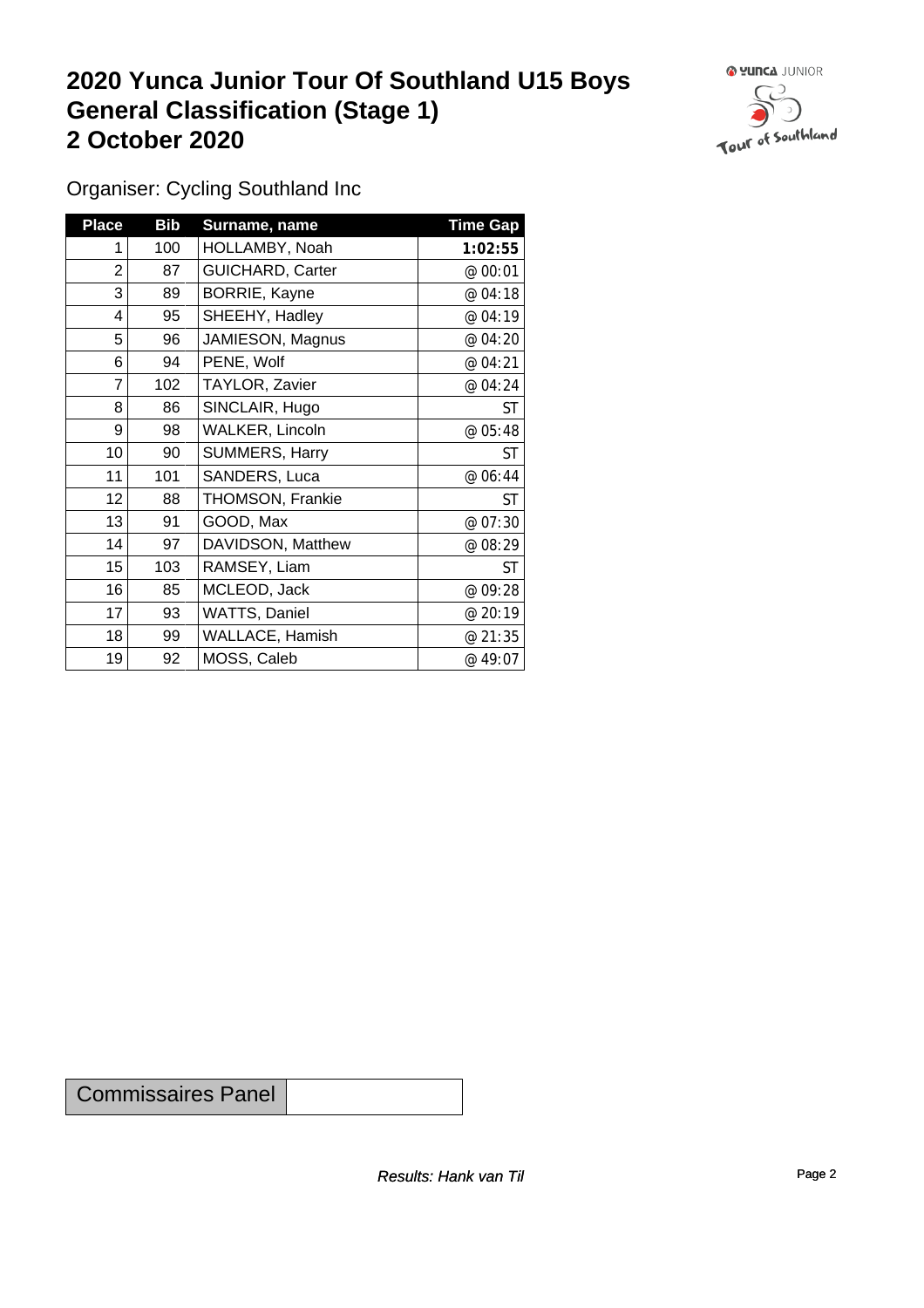# 2020 Yunca Junior Tour Of Southland U15 Boys
# General Classification (Stage 1)
# 2 October 2020

Organiser: Cycling Southland Inc

| Place | Bib | Surname, name | Time Gap |
|---|---|---|---|
| 1 | 100 | HOLLAMBY, Noah | **1:02:55** |
| 2 | 87 | GUICHARD, Carter | @ 00:01 |
| 3 | 89 | BORRIE, Kayne | @ 04:18 |
| 4 | 95 | SHEEHY, Hadley | @ 04:19 |
| 5 | 96 | JAMIESON, Magnus | @ 04:20 |
| 6 | 94 | PENE, Wolf | @ 04:21 |
| 7 | 102 | TAYLOR, Zavier | @ 04:24 |
| 8 | 86 | SINCLAIR, Hugo | ST |
| 9 | 98 | WALKER, Lincoln | @ 05:48 |
| 10 | 90 | SUMMERS, Harry | ST |
| 11 | 101 | SANDERS, Luca | @ 06:44 |
| 12 | 88 | THOMSON, Frankie | ST |
| 13 | 91 | GOOD, Max | @ 07:30 |
| 14 | 97 | DAVIDSON, Matthew | @ 08:29 |
| 15 | 103 | RAMSEY, Liam | ST |
| 16 | 85 | MCLEOD, Jack | @ 09:28 |
| 17 | 93 | WATTS, Daniel | @ 20:19 |
| 18 | 99 | WALLACE, Hamish | @ 21:35 |
| 19 | 92 | MOSS, Caleb | @ 49:07 |

| Commissaires Panel | |
|---|---|

*Results: Hank van Til*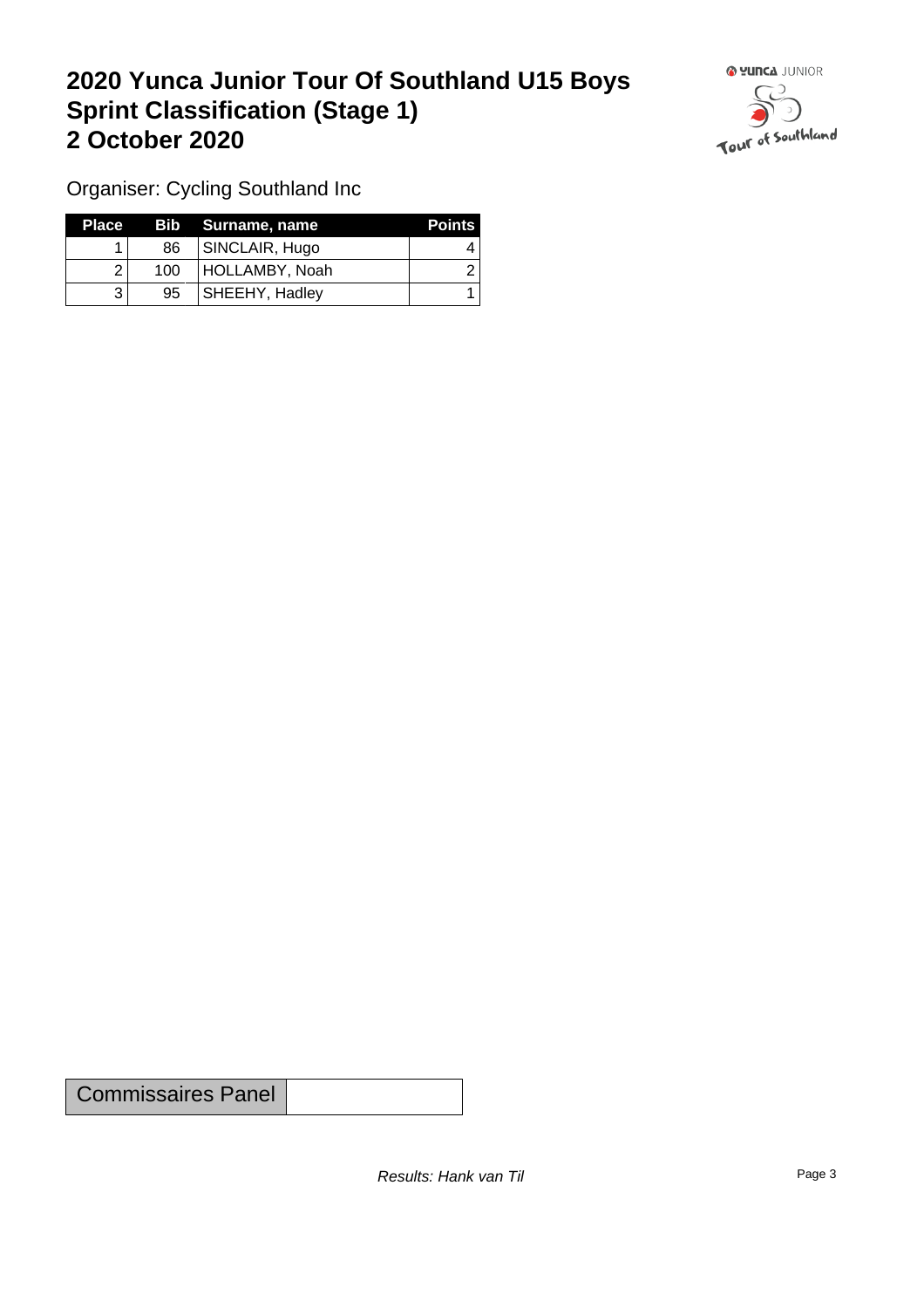# 2020 Yunca Junior Tour Of Southland U15 Boys
# Sprint Classification (Stage 1)
# 2 October 2020

Organiser: Cycling Southland Inc

| Place | Bib | Surname, name | Points |
|---|---|---|---|
| 1 | 86 | SINCLAIR, Hugo | 4 |
| 2 | 100 | HOLLAMBY, Noah | 2 |
| 3 | 95 | SHEEHY, Hadley | 1 |

| Commissaires Panel | |
|---|---|

*Results: Hank van Til*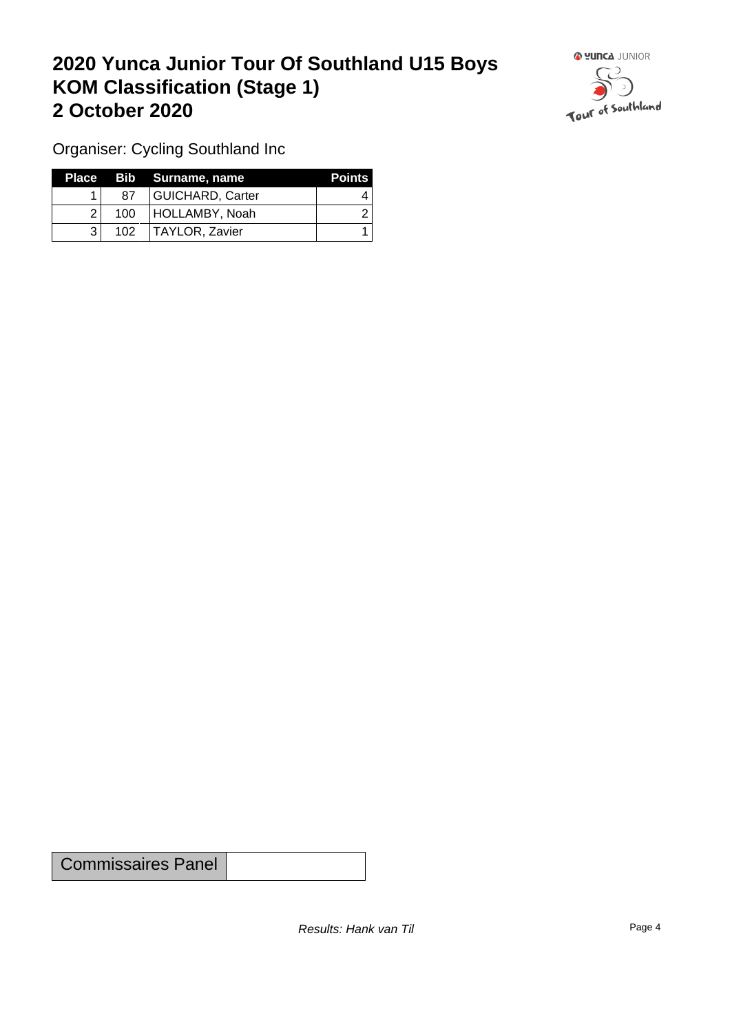# 2020 Yunca Junior Tour Of Southland U15 Boys
# KOM Classification (Stage 1)
# 2 October 2020

Organiser: Cycling Southland Inc

| Place | Bib | Surname, name | Points |
|---|---|---|---|
| 1 | 87 | GUICHARD, Carter | 4 |
| 2 | 100 | HOLLAMBY, Noah | 2 |
| 3 | 102 | TAYLOR, Zavier | 1 |

| Commissaires Panel | |
|---|---|

*Results: Hank van Til*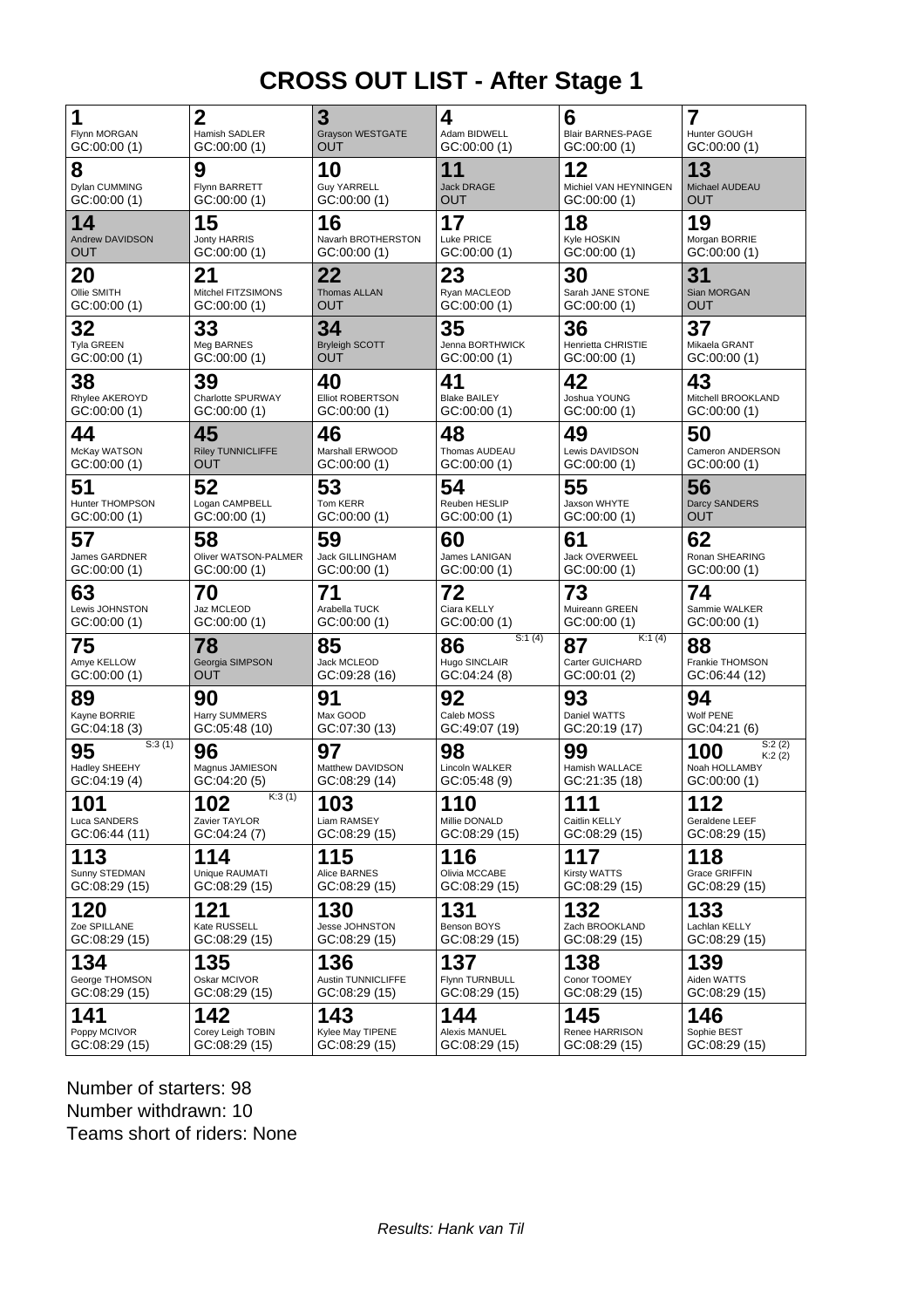# CROSS OUT LIST - After Stage 1

| | | | | | |
|---|---|---|---|---|---|
| **1** Flynn MORGAN GC:00:00 (1) | **2** Hamish SADLER GC:00:00 (1) | **3** Grayson WESTGATE OUT | **4** Adam BIDWELL GC:00:00 (1) | **6** Blair BARNES-PAGE GC:00:00 (1) | **7** Hunter GOUGH GC:00:00 (1) |
| **8** Dylan CUMMING GC:00:00 (1) | **9** Flynn BARRETT GC:00:00 (1) | **10** Guy YARRELL GC:00:00 (1) | **11** Jack DRAGE OUT | **12** Michiel VAN HEYNINGEN GC:00:00 (1) | **13** Michael AUDEAU OUT |
| **14** Andrew DAVIDSON OUT | **15** Jonty HARRIS GC:00:00 (1) | **16** Navarh BROTHERSTON GC:00:00 (1) | **17** Luke PRICE GC:00:00 (1) | **18** Kyle HOSKIN GC:00:00 (1) | **19** Morgan BORRIE GC:00:00 (1) |
| **20** Ollie SMITH GC:00:00 (1) | **21** Mitchel FITZSIMONS GC:00:00 (1) | **22** Thomas ALLAN OUT | **23** Ryan MACLEOD GC:00:00 (1) | **30** Sarah JANE STONE GC:00:00 (1) | **31** Sian MORGAN OUT |
| **32** Tyla GREEN GC:00:00 (1) | **33** Meg BARNES GC:00:00 (1) | **34** Bryleigh SCOTT OUT | **35** Jenna BORTHWICK GC:00:00 (1) | **36** Henrietta CHRISTIE GC:00:00 (1) | **37** Mikaela GRANT GC:00:00 (1) |
| **38** Rhylee AKEROYD GC:00:00 (1) | **39** Charlotte SPURWAY GC:00:00 (1) | **40** Elliot ROBERTSON GC:00:00 (1) | **41** Blake BAILEY GC:00:00 (1) | **42** Joshua YOUNG GC:00:00 (1) | **43** Mitchell BROOKLAND GC:00:00 (1) |
| **44** McKay WATSON GC:00:00 (1) | **45** Riley TUNNICLIFFE OUT | **46** Marshall ERWOOD GC:00:00 (1) | **48** Thomas AUDEAU GC:00:00 (1) | **49** Lewis DAVIDSON GC:00:00 (1) | **50** Cameron ANDERSON GC:00:00 (1) |
| **51** Hunter THOMPSON GC:00:00 (1) | **52** Logan CAMPBELL GC:00:00 (1) | **53** Tom KERR GC:00:00 (1) | **54** Reuben HESLIP GC:00:00 (1) | **55** Jaxson WHYTE GC:00:00 (1) | **56** Darcy SANDERS OUT |
| **57** James GARDNER GC:00:00 (1) | **58** Oliver WATSON-PALMER GC:00:00 (1) | **59** Jack GILLINGHAM GC:00:00 (1) | **60** James LANIGAN GC:00:00 (1) | **61** Jack OVERWEEL GC:00:00 (1) | **62** Ronan SHEARING GC:00:00 (1) |
| **63** Lewis JOHNSTON GC:00:00 (1) | **70** Jaz MCLEOD GC:00:00 (1) | **71** Arabella TUCK GC:00:00 (1) | **72** Ciara KELLY GC:00:00 (1) | **73** Muireann GREEN GC:00:00 (1) | **74** Sammie WALKER GC:00:00 (1) |
| **75** Amye KELLOW GC:00:00 (1) | **78** Georgia SIMPSON OUT | **85** Jack MCLEOD GC:09:28 (16) | **86** S:1 (4) Hugo SINCLAIR GC:04:24 (8) | **87** K:1 (4) Carter GUICHARD GC:00:01 (2) | **88** Frankie THOMSON GC:06:44 (12) |
| **89** Kayne BORRIE GC:04:18 (3) | **90** Harry SUMMERS GC:05:48 (10) | **91** Max GOOD GC:07:30 (13) | **92** Caleb MOSS GC:49:07 (19) | **93** Daniel WATTS GC:20:19 (17) | **94** Wolf PENE GC:04:21 (6) |
| **95** S:3 (1) Hadley SHEEHY GC:04:19 (4) | **96** Magnus JAMIESON GC:04:20 (5) | **97** Matthew DAVIDSON GC:08:29 (14) | **98** Lincoln WALKER GC:05:48 (9) | **99** Hamish WALLACE GC:21:35 (18) | **100** S:2 (2) K:2 (2) Noah HOLLAMBY GC:00:00 (1) |
| **101** Luca SANDERS GC:06:44 (11) | **102** K:3 (1) Zavier TAYLOR GC:04:24 (7) | **103** Liam RAMSEY GC:08:29 (15) | **110** Millie DONALD GC:08:29 (15) | **111** Caitlin KELLY GC:08:29 (15) | **112** Geraldene LEEF GC:08:29 (15) |
| **113** Sunny STEDMAN GC:08:29 (15) | **114** Unique RAUMATI GC:08:29 (15) | **115** Alice BARNES GC:08:29 (15) | **116** Olivia MCCABE GC:08:29 (15) | **117** Kirsty WATTS GC:08:29 (15) | **118** Grace GRIFFIN GC:08:29 (15) |
| **120** Zoe SPILLANE GC:08:29 (15) | **121** Kate RUSSELL GC:08:29 (15) | **130** Jesse JOHNSTON GC:08:29 (15) | **131** Benson BOYS GC:08:29 (15) | **132** Zach BROOKLAND GC:08:29 (15) | **133** Lachlan KELLY GC:08:29 (15) |
| **134** George THOMSON GC:08:29 (15) | **135** Oskar MCIVOR GC:08:29 (15) | **136** Austin TUNNICLIFFE GC:08:29 (15) | **137** Flynn TURNBULL GC:08:29 (15) | **138** Conor TOOMEY GC:08:29 (15) | **139** Aiden WATTS GC:08:29 (15) |
| **141** Poppy MCIVOR GC:08:29 (15) | **142** Corey Leigh TOBIN GC:08:29 (15) | **143** Kylee May TIPENE GC:08:29 (15) | **144** Alexis MANUEL GC:08:29 (15) | **145** Renee HARRISON GC:08:29 (15) | **146** Sophie BEST GC:08:29 (15) |

Number of starters: 98
Number withdrawn: 10
Teams short of riders: None

*Results: Hank van Til*